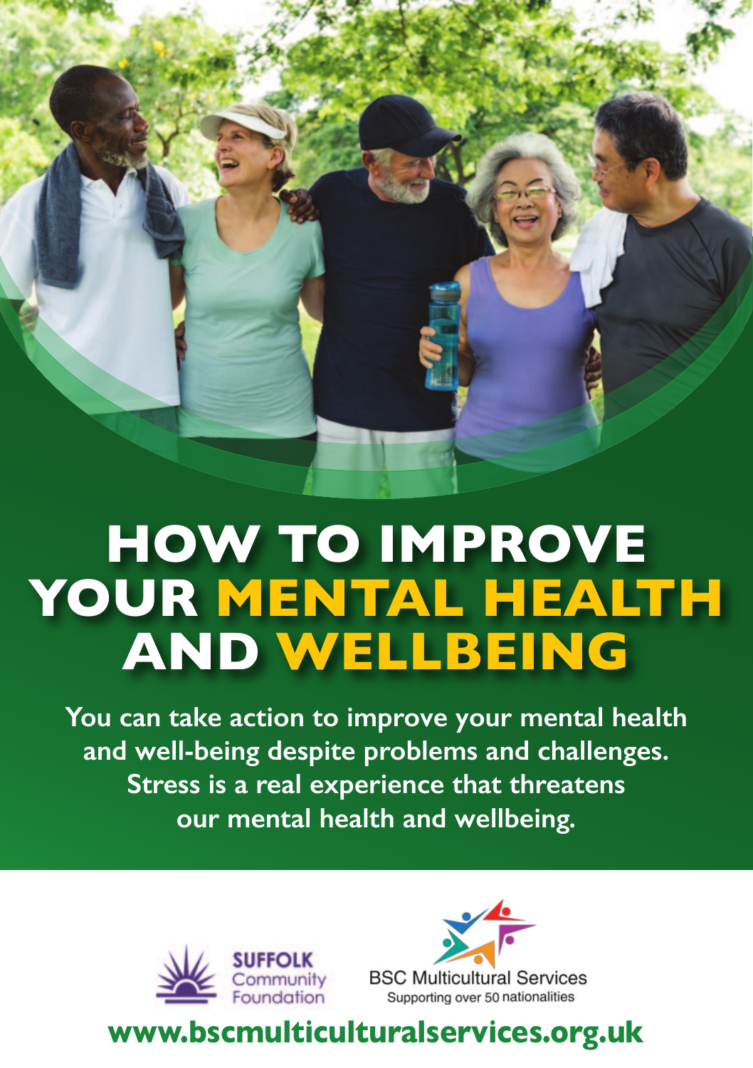# HOW TO IMPROVE YOUR MENTAL HEALTH AND WELLBEING

**You can take action to improve your mental health and well-being despite problems and challenges. Stress is a real experience that threatens our mental health and wellbeing.**

SUFFOLK Community Foundation

BSC Multicultural Services
Supporting over 50 nationalities

**www.bscmulticulturalservices.org.uk**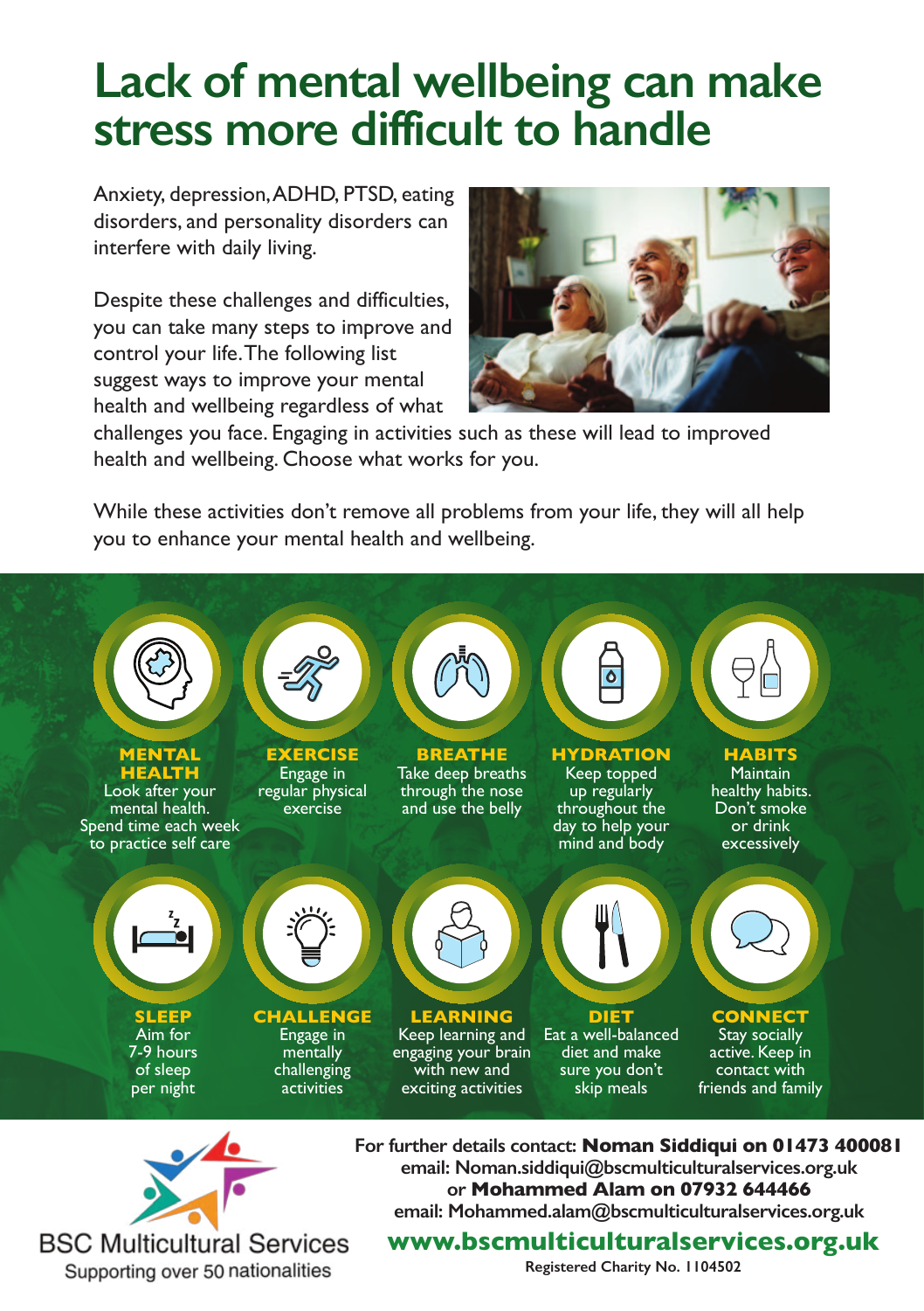# Lack of mental wellbeing can make stress more difficult to handle

Anxiety, depression, ADHD, PTSD, eating disorders, and personality disorders can interfere with daily living.

Despite these challenges and difficulties, you can take many steps to improve and control your life. The following list suggest ways to improve your mental health and wellbeing regardless of what challenges you face. Engaging in activities such as these will lead to improved health and wellbeing. Choose what works for you.

While these activities don't remove all problems from your life, they will all help you to enhance your mental health and wellbeing.

**MENTAL HEALTH**
Look after your mental health. Spend time each week to practice self care

**EXERCISE**
Engage in regular physical exercise

**BREATHE**
Take deep breaths through the nose and use the belly

**HYDRATION**
Keep topped up regularly throughout the day to help your mind and body

**HABITS**
Maintain healthy habits. Don't smoke or drink excessively

**SLEEP**
Aim for 7-9 hours of sleep per night

**CHALLENGE**
Engage in mentally challenging activities

**LEARNING**
Keep learning and engaging your brain with new and exciting activities

**DIET**
Eat a well-balanced diet and make sure you don't skip meals

**CONNECT**
Stay socially active. Keep in contact with friends and family

BSC Multicultural Services
Supporting over 50 nationalities

For further details contact: **Noman Siddiqui on 01473 400081**
email: Noman.siddiqui@bscmulticulturalservices.org.uk
or **Mohammed Alam on 07932 644466**
email: Mohammed.alam@bscmulticulturalservices.org.uk

**www.bscmulticulturalservices.org.uk**

Registered Charity No. 1104502